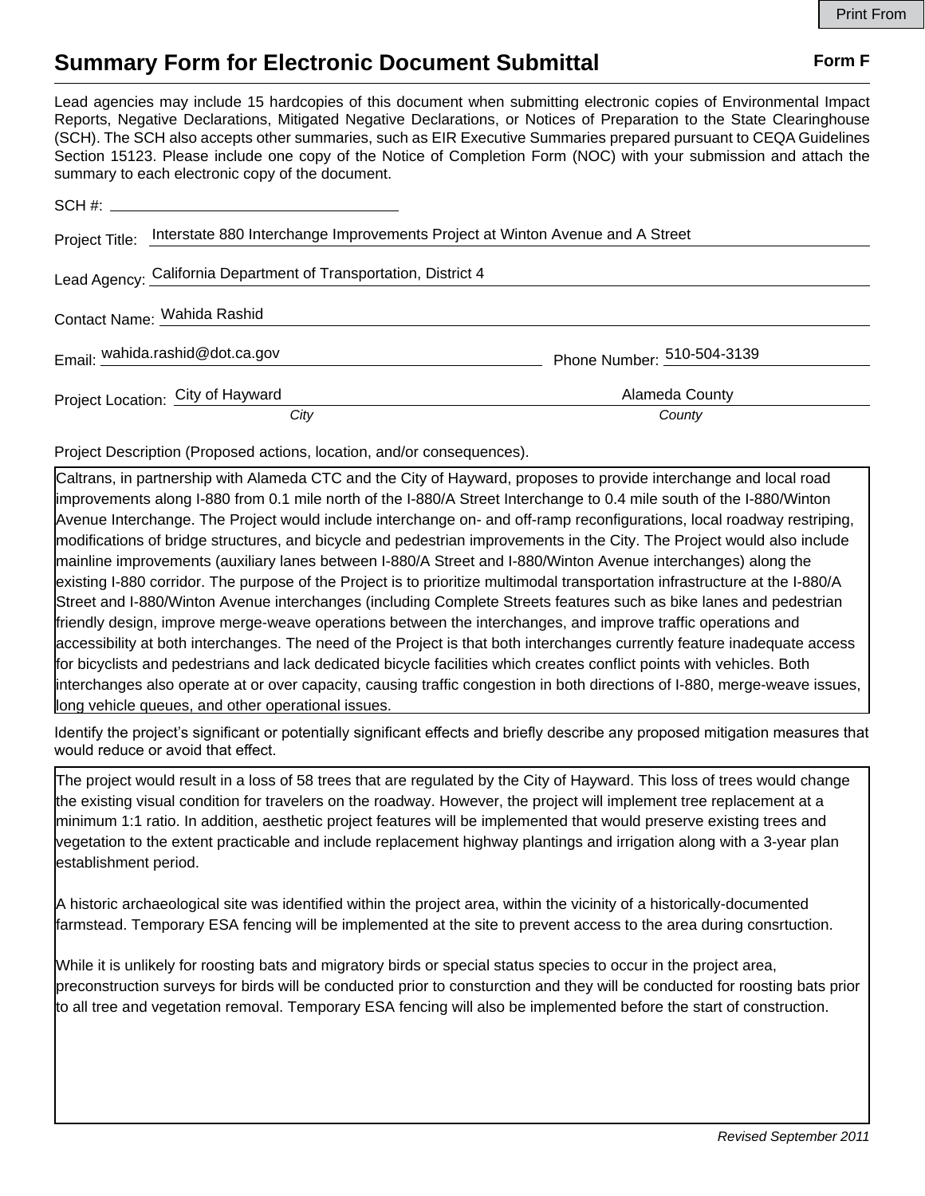# Summary Form for Electronic Document Submittal

**Form F**

Lead agencies may include 15 hardcopies of this document when submitting electronic copies of Environmental Impact Reports, Negative Declarations, Mitigated Negative Declarations, or Notices of Preparation to the State Clearinghouse (SCH). The SCH also accepts other summaries, such as EIR Executive Summaries prepared pursuant to CEQA Guidelines Section 15123. Please include one copy of the Notice of Completion Form (NOC) with your submission and attach the summary to each electronic copy of the document.

SCH #: 

Project Title: Interstate 880 Interchange Improvements Project at Winton Avenue and A Street

Lead Agency: California Department of Transportation, District 4

Contact Name: Wahida Rashid

Email: wahida.rashid@dot.ca.gov    Phone Number: 510-504-3139

Project Location: City of Hayward (*City*)    Alameda County (*County*)

Project Description (Proposed actions, location, and/or consequences).

Caltrans, in partnership with Alameda CTC and the City of Hayward, proposes to provide interchange and local road improvements along I-880 from 0.1 mile north of the I-880/A Street Interchange to 0.4 mile south of the I-880/Winton Avenue Interchange. The Project would include interchange on- and off-ramp reconfigurations, local roadway restriping, modifications of bridge structures, and bicycle and pedestrian improvements in the City. The Project would also include mainline improvements (auxiliary lanes between I-880/A Street and I-880/Winton Avenue interchanges) along the existing I-880 corridor. The purpose of the Project is to prioritize multimodal transportation infrastructure at the I-880/A Street and I-880/Winton Avenue interchanges (including Complete Streets features such as bike lanes and pedestrian friendly design, improve merge-weave operations between the interchanges, and improve traffic operations and accessibility at both interchanges. The need of the Project is that both interchanges currently feature inadequate access for bicyclists and pedestrians and lack dedicated bicycle facilities which creates conflict points with vehicles. Both interchanges also operate at or over capacity, causing traffic congestion in both directions of I-880, merge-weave issues, long vehicle queues, and other operational issues.

Identify the project's significant or potentially significant effects and briefly describe any proposed mitigation measures that would reduce or avoid that effect.

The project would result in a loss of 58 trees that are regulated by the City of Hayward. This loss of trees would change the existing visual condition for travelers on the roadway. However, the project will implement tree replacement at a minimum 1:1 ratio. In addition, aesthetic project features will be implemented that would preserve existing trees and vegetation to the extent practicable and include replacement highway plantings and irrigation along with a 3-year plan establishment period.

A historic archaeological site was identified within the project area, within the vicinity of a historically-documented farmstead. Temporary ESA fencing will be implemented at the site to prevent access to the area during consrtuction.

While it is unlikely for roosting bats and migratory birds or special status species to occur in the project area, preconstruction surveys for birds will be conducted prior to consturction and they will be conducted for roosting bats prior to all tree and vegetation removal. Temporary ESA fencing will also be implemented before the start of construction.

*Revised September 2011*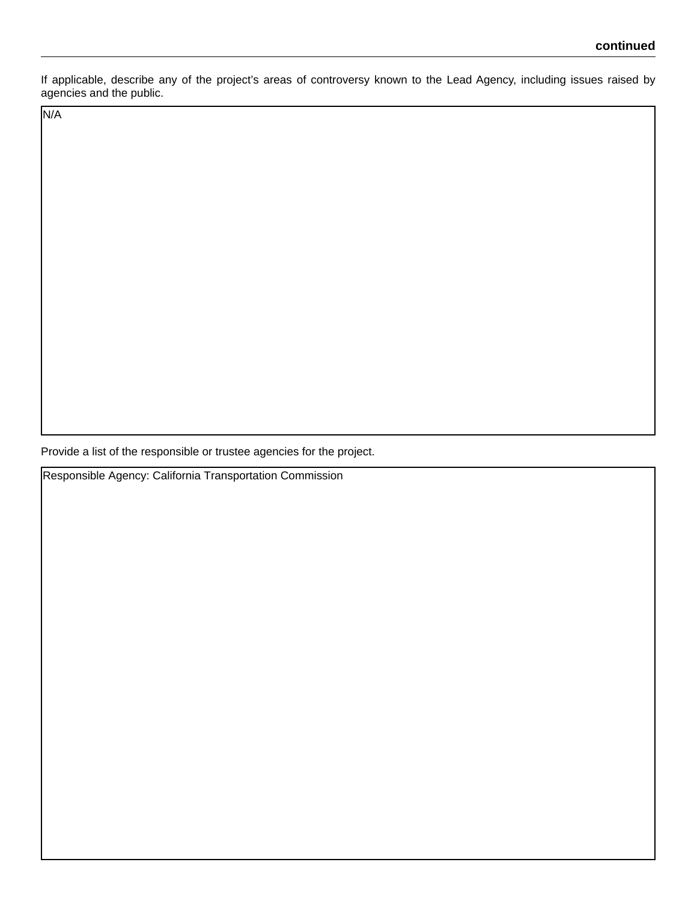**continued**

If applicable, describe any of the project's areas of controversy known to the Lead Agency, including issues raised by agencies and the public.

N/A

Provide a list of the responsible or trustee agencies for the project.

Responsible Agency: California Transportation Commission